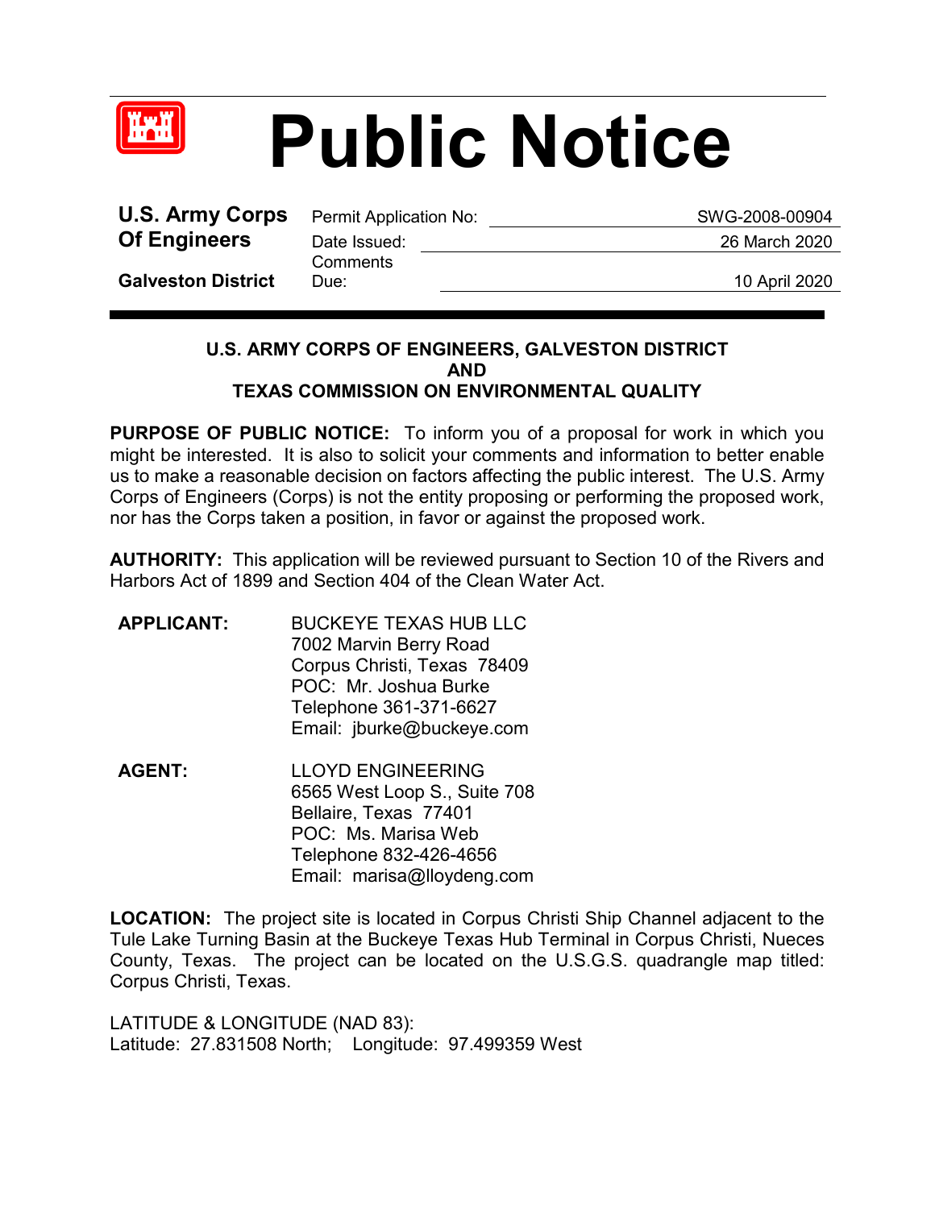# Public Notice

**U.S. Army Corps Of Engineers**

**Galveston District**

Permit Application No: SWG-2008-00904

Date Issued: 26 March 2020

Comments Due: 10 April 2020

---

**U.S. ARMY CORPS OF ENGINEERS, GALVESTON DISTRICT AND TEXAS COMMISSION ON ENVIRONMENTAL QUALITY**

**PURPOSE OF PUBLIC NOTICE:** To inform you of a proposal for work in which you might be interested. It is also to solicit your comments and information to better enable us to make a reasonable decision on factors affecting the public interest. The U.S. Army Corps of Engineers (Corps) is not the entity proposing or performing the proposed work, nor has the Corps taken a position, in favor or against the proposed work.

**AUTHORITY:** This application will be reviewed pursuant to Section 10 of the Rivers and Harbors Act of 1899 and Section 404 of the Clean Water Act.

**APPLICANT:**
BUCKEYE TEXAS HUB LLC
7002 Marvin Berry Road
Corpus Christi, Texas 78409
POC: Mr. Joshua Burke
Telephone 361-371-6627
Email: jburke@buckeye.com

**AGENT:**
LLOYD ENGINEERING
6565 West Loop S., Suite 708
Bellaire, Texas 77401
POC: Ms. Marisa Web
Telephone 832-426-4656
Email: marisa@lloydeng.com

**LOCATION:** The project site is located in Corpus Christi Ship Channel adjacent to the Tule Lake Turning Basin at the Buckeye Texas Hub Terminal in Corpus Christi, Nueces County, Texas. The project can be located on the U.S.G.S. quadrangle map titled: Corpus Christi, Texas.

LATITUDE & LONGITUDE (NAD 83):
Latitude: 27.831508 North; Longitude: 97.499359 West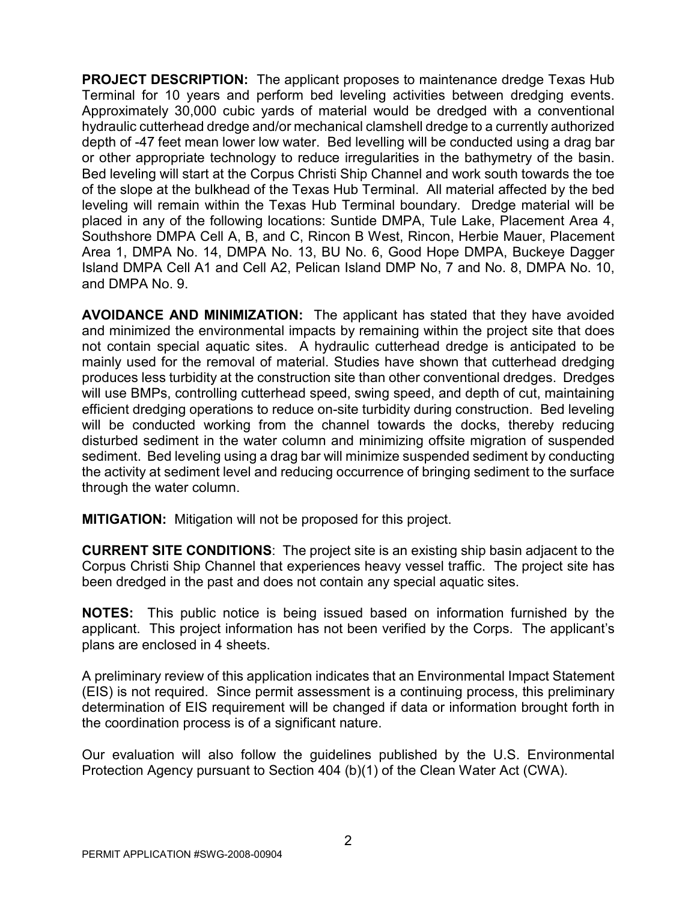**PROJECT DESCRIPTION:** The applicant proposes to maintenance dredge Texas Hub Terminal for 10 years and perform bed leveling activities between dredging events. Approximately 30,000 cubic yards of material would be dredged with a conventional hydraulic cutterhead dredge and/or mechanical clamshell dredge to a currently authorized depth of -47 feet mean lower low water. Bed levelling will be conducted using a drag bar or other appropriate technology to reduce irregularities in the bathymetry of the basin. Bed leveling will start at the Corpus Christi Ship Channel and work south towards the toe of the slope at the bulkhead of the Texas Hub Terminal. All material affected by the bed leveling will remain within the Texas Hub Terminal boundary. Dredge material will be placed in any of the following locations: Suntide DMPA, Tule Lake, Placement Area 4, Southshore DMPA Cell A, B, and C, Rincon B West, Rincon, Herbie Mauer, Placement Area 1, DMPA No. 14, DMPA No. 13, BU No. 6, Good Hope DMPA, Buckeye Dagger Island DMPA Cell A1 and Cell A2, Pelican Island DMP No, 7 and No. 8, DMPA No. 10, and DMPA No. 9.

**AVOIDANCE AND MINIMIZATION:** The applicant has stated that they have avoided and minimized the environmental impacts by remaining within the project site that does not contain special aquatic sites. A hydraulic cutterhead dredge is anticipated to be mainly used for the removal of material. Studies have shown that cutterhead dredging produces less turbidity at the construction site than other conventional dredges. Dredges will use BMPs, controlling cutterhead speed, swing speed, and depth of cut, maintaining efficient dredging operations to reduce on-site turbidity during construction. Bed leveling will be conducted working from the channel towards the docks, thereby reducing disturbed sediment in the water column and minimizing offsite migration of suspended sediment. Bed leveling using a drag bar will minimize suspended sediment by conducting the activity at sediment level and reducing occurrence of bringing sediment to the surface through the water column.

**MITIGATION:** Mitigation will not be proposed for this project.

**CURRENT SITE CONDITIONS**: The project site is an existing ship basin adjacent to the Corpus Christi Ship Channel that experiences heavy vessel traffic. The project site has been dredged in the past and does not contain any special aquatic sites.

**NOTES:** This public notice is being issued based on information furnished by the applicant. This project information has not been verified by the Corps. The applicant's plans are enclosed in 4 sheets.

A preliminary review of this application indicates that an Environmental Impact Statement (EIS) is not required. Since permit assessment is a continuing process, this preliminary determination of EIS requirement will be changed if data or information brought forth in the coordination process is of a significant nature.

Our evaluation will also follow the guidelines published by the U.S. Environmental Protection Agency pursuant to Section 404 (b)(1) of the Clean Water Act (CWA).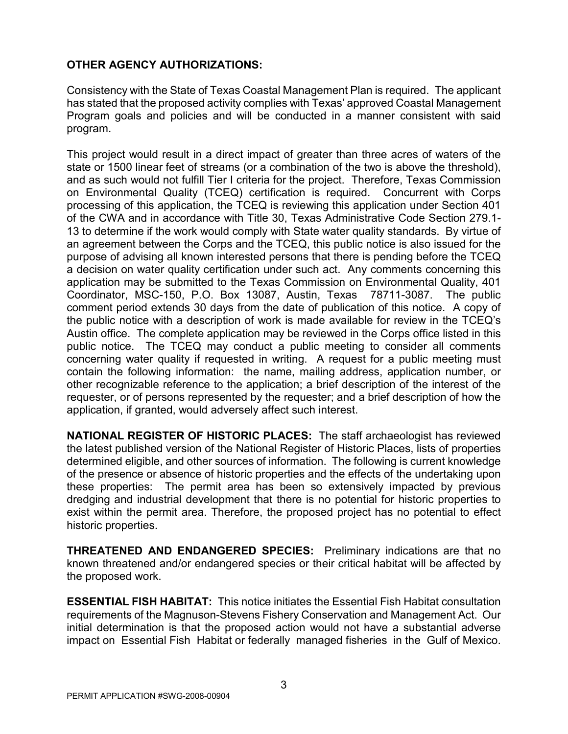**OTHER AGENCY AUTHORIZATIONS:**

Consistency with the State of Texas Coastal Management Plan is required. The applicant has stated that the proposed activity complies with Texas' approved Coastal Management Program goals and policies and will be conducted in a manner consistent with said program.

This project would result in a direct impact of greater than three acres of waters of the state or 1500 linear feet of streams (or a combination of the two is above the threshold), and as such would not fulfill Tier I criteria for the project. Therefore, Texas Commission on Environmental Quality (TCEQ) certification is required. Concurrent with Corps processing of this application, the TCEQ is reviewing this application under Section 401 of the CWA and in accordance with Title 30, Texas Administrative Code Section 279.1-13 to determine if the work would comply with State water quality standards. By virtue of an agreement between the Corps and the TCEQ, this public notice is also issued for the purpose of advising all known interested persons that there is pending before the TCEQ a decision on water quality certification under such act. Any comments concerning this application may be submitted to the Texas Commission on Environmental Quality, 401 Coordinator, MSC-150, P.O. Box 13087, Austin, Texas 78711-3087. The public comment period extends 30 days from the date of publication of this notice. A copy of the public notice with a description of work is made available for review in the TCEQ's Austin office. The complete application may be reviewed in the Corps office listed in this public notice. The TCEQ may conduct a public meeting to consider all comments concerning water quality if requested in writing. A request for a public meeting must contain the following information: the name, mailing address, application number, or other recognizable reference to the application; a brief description of the interest of the requester, or of persons represented by the requester; and a brief description of how the application, if granted, would adversely affect such interest.

**NATIONAL REGISTER OF HISTORIC PLACES:** The staff archaeologist has reviewed the latest published version of the National Register of Historic Places, lists of properties determined eligible, and other sources of information. The following is current knowledge of the presence or absence of historic properties and the effects of the undertaking upon these properties: The permit area has been so extensively impacted by previous dredging and industrial development that there is no potential for historic properties to exist within the permit area. Therefore, the proposed project has no potential to effect historic properties.

**THREATENED AND ENDANGERED SPECIES:** Preliminary indications are that no known threatened and/or endangered species or their critical habitat will be affected by the proposed work.

**ESSENTIAL FISH HABITAT:** This notice initiates the Essential Fish Habitat consultation requirements of the Magnuson-Stevens Fishery Conservation and Management Act. Our initial determination is that the proposed action would not have a substantial adverse impact on Essential Fish Habitat or federally managed fisheries in the Gulf of Mexico.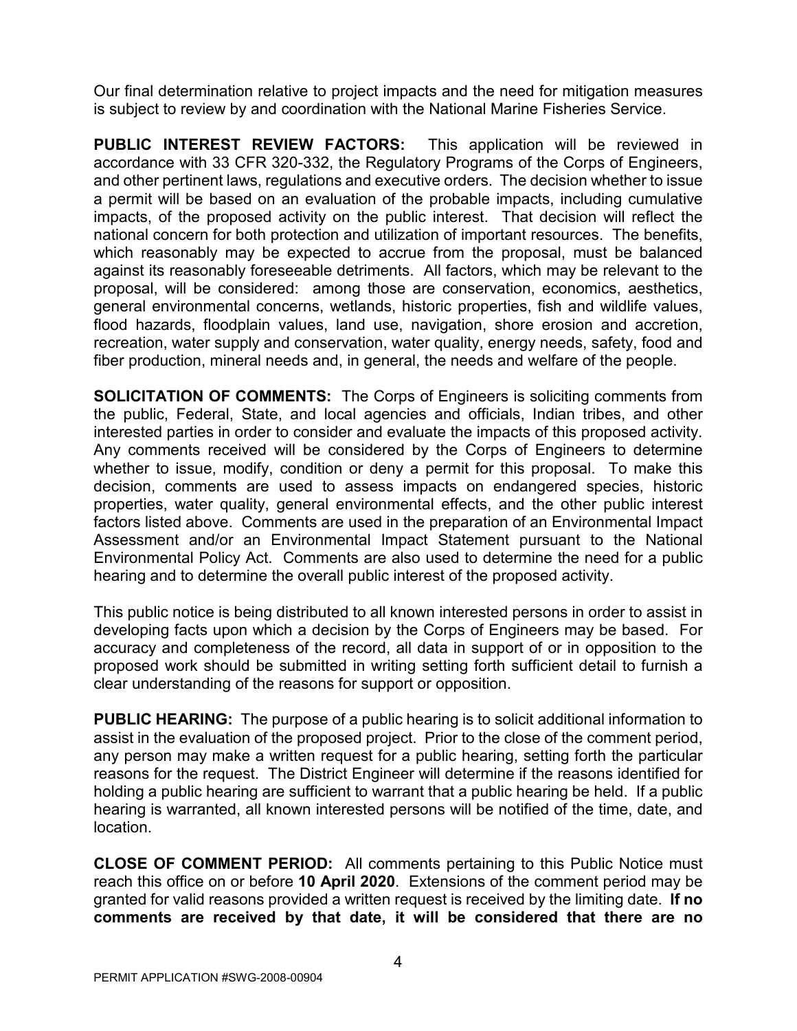Our final determination relative to project impacts and the need for mitigation measures is subject to review by and coordination with the National Marine Fisheries Service.

**PUBLIC INTEREST REVIEW FACTORS:** This application will be reviewed in accordance with 33 CFR 320-332, the Regulatory Programs of the Corps of Engineers, and other pertinent laws, regulations and executive orders. The decision whether to issue a permit will be based on an evaluation of the probable impacts, including cumulative impacts, of the proposed activity on the public interest. That decision will reflect the national concern for both protection and utilization of important resources. The benefits, which reasonably may be expected to accrue from the proposal, must be balanced against its reasonably foreseeable detriments. All factors, which may be relevant to the proposal, will be considered: among those are conservation, economics, aesthetics, general environmental concerns, wetlands, historic properties, fish and wildlife values, flood hazards, floodplain values, land use, navigation, shore erosion and accretion, recreation, water supply and conservation, water quality, energy needs, safety, food and fiber production, mineral needs and, in general, the needs and welfare of the people.

**SOLICITATION OF COMMENTS:** The Corps of Engineers is soliciting comments from the public, Federal, State, and local agencies and officials, Indian tribes, and other interested parties in order to consider and evaluate the impacts of this proposed activity. Any comments received will be considered by the Corps of Engineers to determine whether to issue, modify, condition or deny a permit for this proposal. To make this decision, comments are used to assess impacts on endangered species, historic properties, water quality, general environmental effects, and the other public interest factors listed above. Comments are used in the preparation of an Environmental Impact Assessment and/or an Environmental Impact Statement pursuant to the National Environmental Policy Act. Comments are also used to determine the need for a public hearing and to determine the overall public interest of the proposed activity.

This public notice is being distributed to all known interested persons in order to assist in developing facts upon which a decision by the Corps of Engineers may be based. For accuracy and completeness of the record, all data in support of or in opposition to the proposed work should be submitted in writing setting forth sufficient detail to furnish a clear understanding of the reasons for support or opposition.

**PUBLIC HEARING:** The purpose of a public hearing is to solicit additional information to assist in the evaluation of the proposed project. Prior to the close of the comment period, any person may make a written request for a public hearing, setting forth the particular reasons for the request. The District Engineer will determine if the reasons identified for holding a public hearing are sufficient to warrant that a public hearing be held. If a public hearing is warranted, all known interested persons will be notified of the time, date, and location.

**CLOSE OF COMMENT PERIOD:** All comments pertaining to this Public Notice must reach this office on or before **10 April 2020**. Extensions of the comment period may be granted for valid reasons provided a written request is received by the limiting date. **If no comments are received by that date, it will be considered that there are no**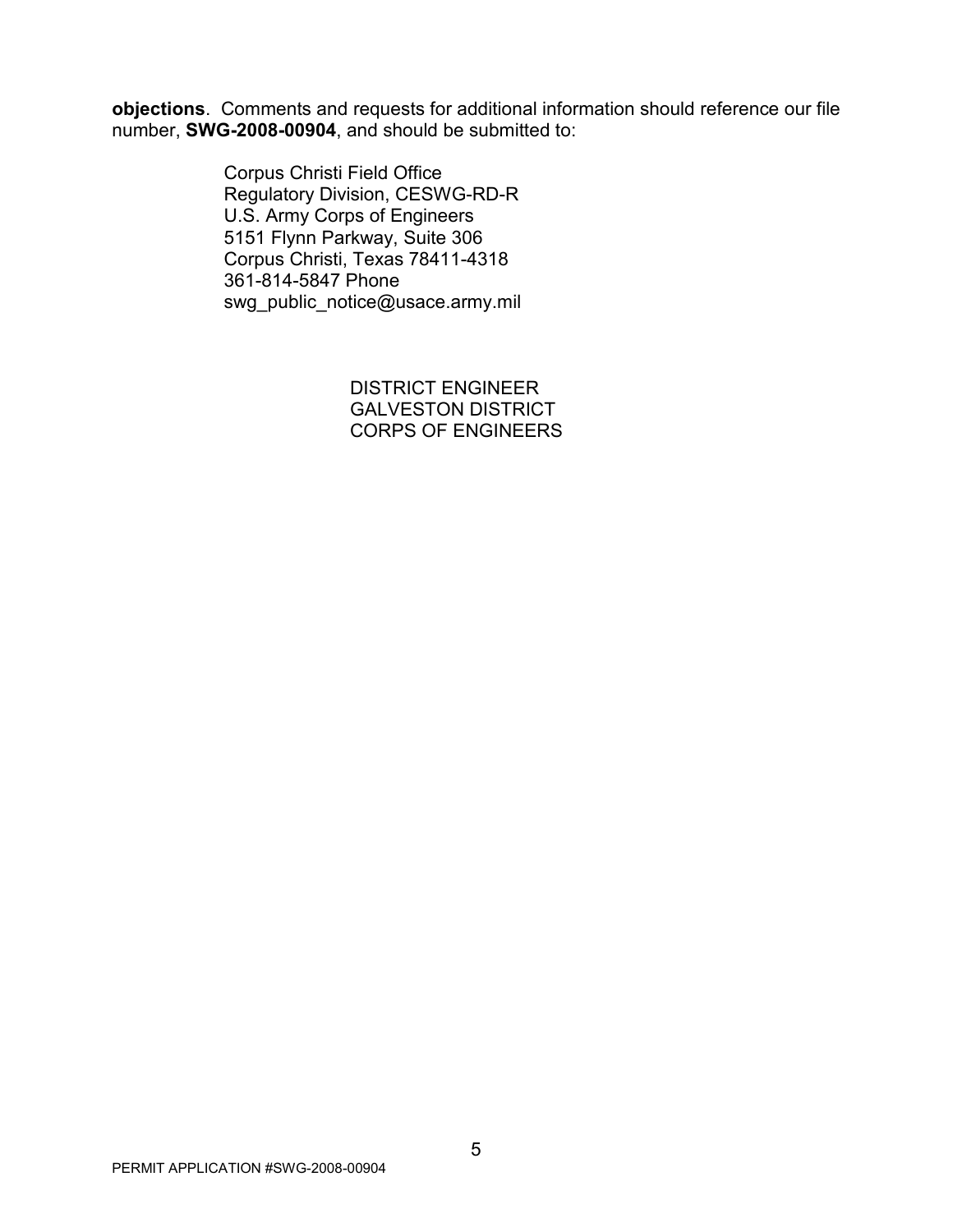**objections**. Comments and requests for additional information should reference our file number, **SWG-2008-00904**, and should be submitted to:

Corpus Christi Field Office
Regulatory Division, CESWG-RD-R
U.S. Army Corps of Engineers
5151 Flynn Parkway, Suite 306
Corpus Christi, Texas 78411-4318
361-814-5847 Phone
swg_public_notice@usace.army.mil

DISTRICT ENGINEER
GALVESTON DISTRICT
CORPS OF ENGINEERS